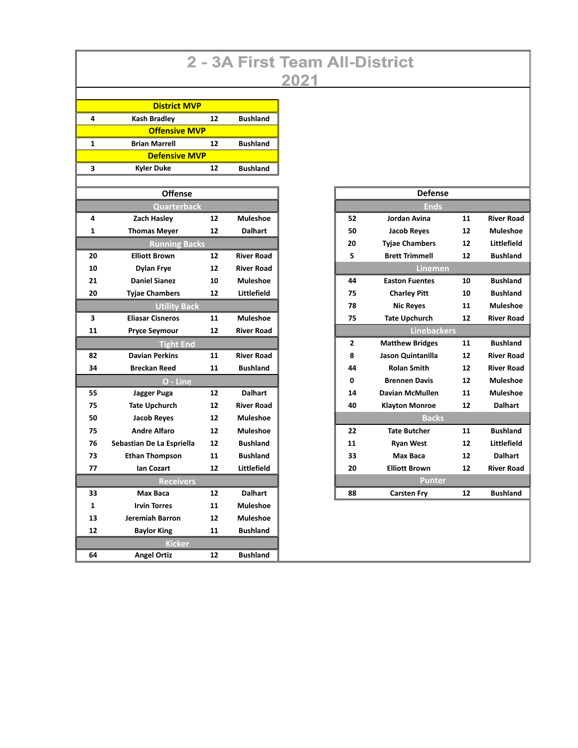# 2 - 3A First Team All-District
## 2021

| District MVP | | | |
|---|---|---|---|
| 4 | Kash Bradley | 12 | Bushland |
| **Offensive MVP** | | | |
| 1 | Brian Marrell | 12 | Bushland |
| **Defensive MVP** | | | |
| 3 | Kyler Duke | 12 | Bushland |

### Offense

| Quarterback | | | |
|---|---|---|---|
| 4 | Zach Hasley | 12 | Muleshoe |
| 1 | Thomas Meyer | 12 | Dalhart |
| **Running Backs** | | | |
| 20 | Elliott Brown | 12 | River Road |
| 10 | Dylan Frye | 12 | River Road |
| 21 | Daniel Sianez | 10 | Muleshoe |
| 20 | Tyjae Chambers | 12 | Littlefield |
| **Utility Back** | | | |
| 3 | Eliasar Cisneros | 11 | Muleshoe |
| 11 | Pryce Seymour | 12 | River Road |
| **Tight End** | | | |
| 82 | Davian Perkins | 11 | River Road |
| 34 | Breckan Reed | 11 | Bushland |
| **O - Line** | | | |
| 55 | Jagger Puga | 12 | Dalhart |
| 75 | Tate Upchurch | 12 | River Road |
| 50 | Jacob Reyes | 12 | Muleshoe |
| 75 | Andre Alfaro | 12 | Muleshoe |
| 76 | Sebastian De La Espriella | 12 | Bushland |
| 73 | Ethan Thompson | 11 | Bushland |
| 77 | Ian Cozart | 12 | Littlefield |
| **Receivers** | | | |
| 33 | Max Baca | 12 | Dalhart |
| 1 | Irvin Torres | 11 | Muleshoe |
| 13 | Jeremiah Barron | 12 | Muleshoe |
| 12 | Baylor King | 11 | Bushland |
| **Kicker** | | | |
| 64 | Angel Ortiz | 12 | Bushland |

### Defense

| Ends | | | |
|---|---|---|---|
| 52 | Jordan Avina | 11 | River Road |
| 50 | Jacob Reyes | 12 | Muleshoe |
| 20 | Tyjae Chambers | 12 | Littlefield |
| 5 | Brett Trimmell | 12 | Bushland |
| **Linemen** | | | |
| 44 | Easton Fuentes | 10 | Bushland |
| 75 | Charley Pitt | 10 | Bushland |
| 78 | Nic Reyes | 11 | Muleshoe |
| 75 | Tate Upchurch | 12 | River Road |
| **Linebackers** | | | |
| 2 | Matthew Bridges | 11 | Bushland |
| 8 | Jason Quintanilla | 12 | River Road |
| 44 | Rolan Smith | 12 | River Road |
| 0 | Brennen Davis | 12 | Muleshoe |
| 14 | Davian McMullen | 11 | Muleshoe |
| 40 | Klayton Monroe | 12 | Dalhart |
| **Backs** | | | |
| 22 | Tate Butcher | 11 | Bushland |
| 11 | Ryan West | 12 | Littlefield |
| 33 | Max Baca | 12 | Dalhart |
| 20 | Elliott Brown | 12 | River Road |
| **Punter** | | | |
| 88 | Carsten Fry | 12 | Bushland |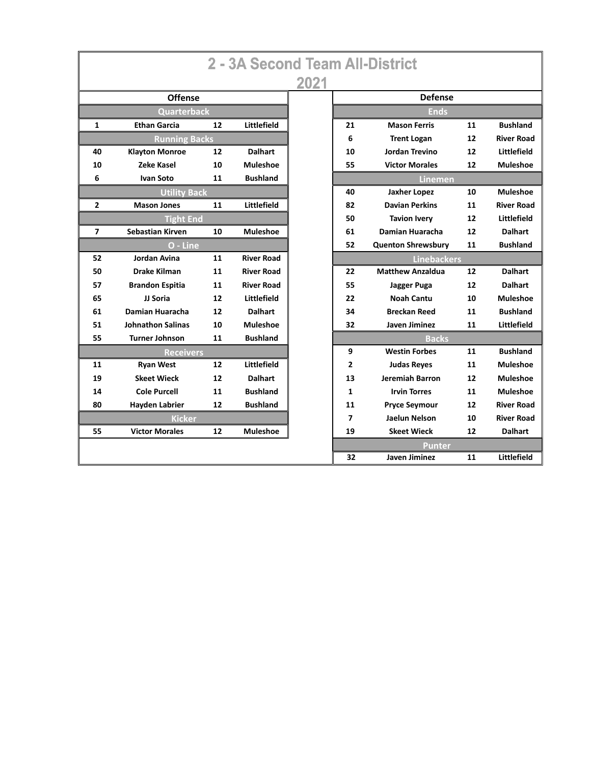# 2 - 3A Second Team All-District
## 2021

### Offense

| | | | |
|---|---|---|---|
| **Quarterback** | | | |
| 1 | Ethan Garcia | 12 | Littlefield |
| **Running Backs** | | | |
| 40 | Klayton Monroe | 12 | Dalhart |
| 10 | Zeke Kasel | 10 | Muleshoe |
| 6 | Ivan Soto | 11 | Bushland |
| **Utility Back** | | | |
| 2 | Mason Jones | 11 | Littlefield |
| **Tight End** | | | |
| 7 | Sebastian Kirven | 10 | Muleshoe |
| **O - Line** | | | |
| 52 | Jordan Avina | 11 | River Road |
| 50 | Drake Kilman | 11 | River Road |
| 57 | Brandon Espitia | 11 | River Road |
| 65 | JJ Soria | 12 | Littlefield |
| 61 | Damian Huaracha | 12 | Dalhart |
| 51 | Johnathon Salinas | 10 | Muleshoe |
| 55 | Turner Johnson | 11 | Bushland |
| **Receivers** | | | |
| 11 | Ryan West | 12 | Littlefield |
| 19 | Skeet Wieck | 12 | Dalhart |
| 14 | Cole Purcell | 11 | Bushland |
| 80 | Hayden Labrier | 12 | Bushland |
| **Kicker** | | | |
| 55 | Victor Morales | 12 | Muleshoe |

### Defense

| | | | |
|---|---|---|---|
| **Ends** | | | |
| 21 | Mason Ferris | 11 | Bushland |
| 6 | Trent Logan | 12 | River Road |
| 10 | Jordan Trevino | 12 | Littlefield |
| 55 | Victor Morales | 12 | Muleshoe |
| **Linemen** | | | |
| 40 | Jaxher Lopez | 10 | Muleshoe |
| 82 | Davian Perkins | 11 | River Road |
| 50 | Tavion Ivery | 12 | Littlefield |
| 61 | Damian Huaracha | 12 | Dalhart |
| 52 | Quenton Shrewsbury | 11 | Bushland |
| **Linebackers** | | | |
| 22 | Matthew Anzaldua | 12 | Dalhart |
| 55 | Jagger Puga | 12 | Dalhart |
| 22 | Noah Cantu | 10 | Muleshoe |
| 34 | Breckan Reed | 11 | Bushland |
| 32 | Javen Jiminez | 11 | Littlefield |
| **Backs** | | | |
| 9 | Westin Forbes | 11 | Bushland |
| 2 | Judas Reyes | 11 | Muleshoe |
| 13 | Jeremiah Barron | 12 | Muleshoe |
| 1 | Irvin Torres | 11 | Muleshoe |
| 11 | Pryce Seymour | 12 | River Road |
| 7 | Jaelun Nelson | 10 | River Road |
| 19 | Skeet Wieck | 12 | Dalhart |
| **Punter** | | | |
| 32 | Javen Jiminez | 11 | Littlefield |